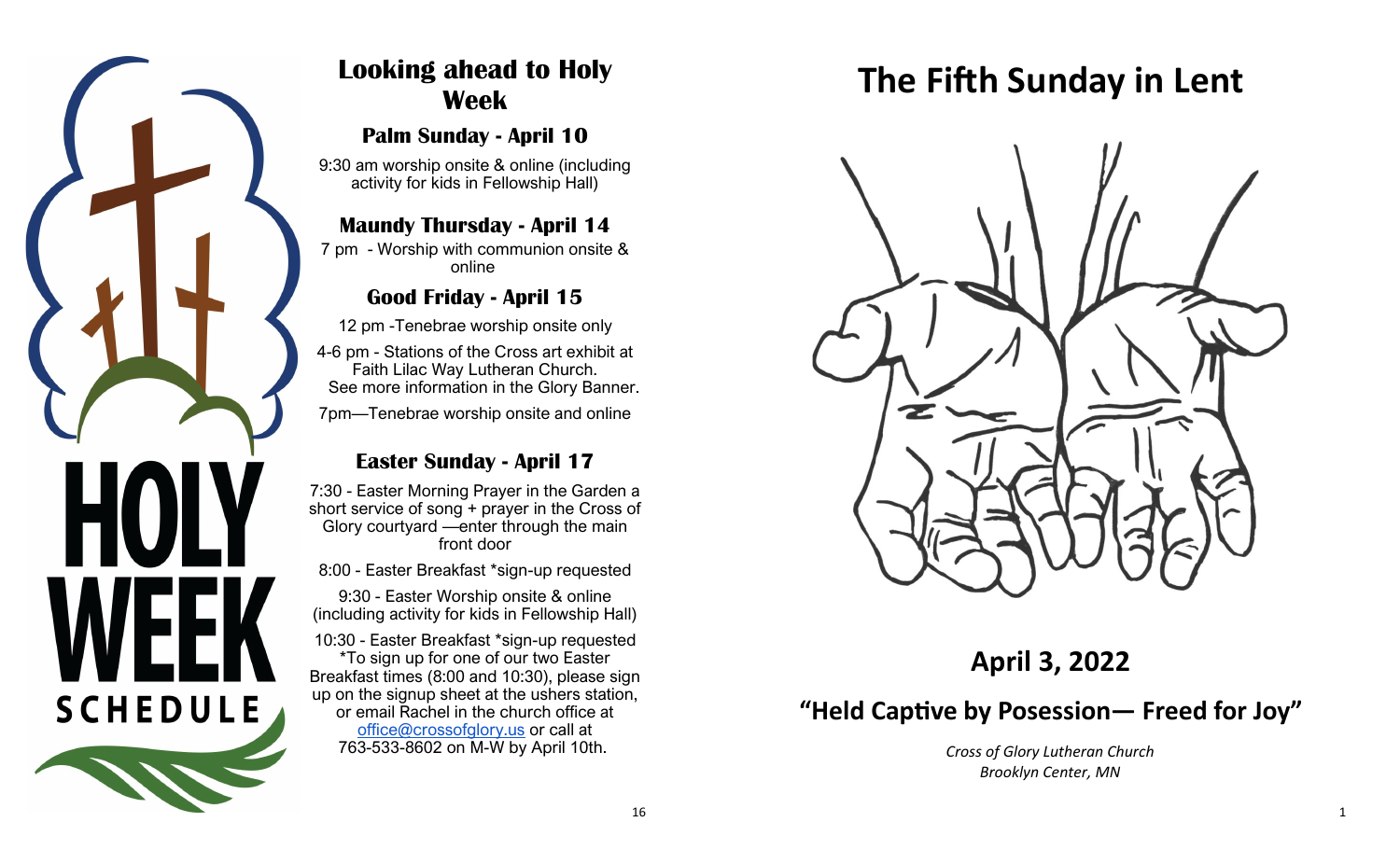HOLY WEEK SCHEDULE

## Looking ahead to Holy Week

### Palm Sunday - April 10

9:30 am worship onsite & online (including activity for kids in Fellowship Hall)

### Maundy Thursday - April 14

7 pm - Worship with communion onsite & online

### Good Friday - April 15

12 pm -Tenebrae worship onsite only

4-6 pm - Stations of the Cross art exhibit at Faith Lilac Way Lutheran Church. See more information in the Glory Banner.

7pm—Tenebrae worship onsite and online

### Easter Sunday - April 17

7:30 - Easter Morning Prayer in the Garden a short service of song + prayer in the Cross of Glory courtyard —enter through the main front door

8:00 - Easter Breakfast *sign-up requested

9:30 - Easter Worship onsite & online (including activity for kids in Fellowship Hall)

10:30 - Easter Breakfast *sign-up requested
*To sign up for one of our two Easter Breakfast times (8:00 and 10:30), please sign up on the signup sheet at the ushers station, or email Rachel in the church office at office@crossofglory.us or call at 763-533-8602 on M-W by April 10th.

# The Fifth Sunday in Lent

## April 3, 2022

## "Held Captive by Posession— Freed for Joy"

*Cross of Glory Lutheran Church*
*Brooklyn Center, MN*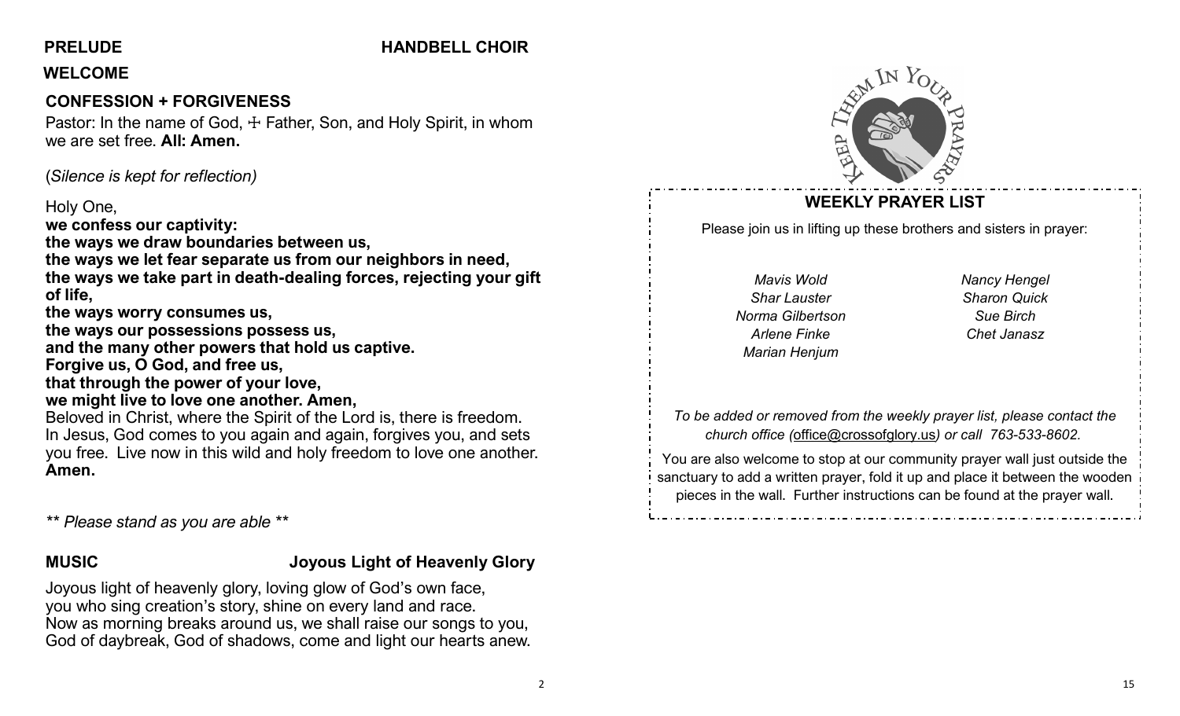**PRELUDE** **HANDBELL CHOIR**

**WELCOME**

**CONFESSION + FORGIVENESS**

Pastor: In the name of God, ☩ Father, Son, and Holy Spirit, in whom we are set free. **All: Amen.**

(*Silence is kept for reflection)*

Holy One,
**we confess our captivity:**
**the ways we draw boundaries between us,**
**the ways we let fear separate us from our neighbors in need,**
**the ways we take part in death-dealing forces, rejecting your gift of life,**
**the ways worry consumes us,**
**the ways our possessions possess us,**
**and the many other powers that hold us captive.**
**Forgive us, O God, and free us,**
**that through the power of your love,**
**we might live to love one another. Amen,**

Beloved in Christ, where the Spirit of the Lord is, there is freedom. In Jesus, God comes to you again and again, forgives you, and sets you free. Live now in this wild and holy freedom to love one another. **Amen.**

*\*\* Please stand as you are able \*\**

**MUSIC** **Joyous Light of Heavenly Glory**

Joyous light of heavenly glory, loving glow of God's own face,
you who sing creation's story, shine on every land and race.
Now as morning breaks around us, we shall raise our songs to you,
God of daybreak, God of shadows, come and light our hearts anew.

KEEP THEM IN YOUR PRAYERS

## WEEKLY PRAYER LIST

Please join us in lifting up these brothers and sisters in prayer:

*Mavis Wold*
*Shar Lauster*
*Norma Gilbertson*
*Arlene Finke*
*Marian Henjum*
*Nancy Hengel*
*Sharon Quick*
*Sue Birch*
*Chet Janasz*

*To be added or removed from the weekly prayer list, please contact the church office (office@crossofglory.us) or call 763-533-8602.*

You are also welcome to stop at our community prayer wall just outside the sanctuary to add a written prayer, fold it up and place it between the wooden pieces in the wall. Further instructions can be found at the prayer wall.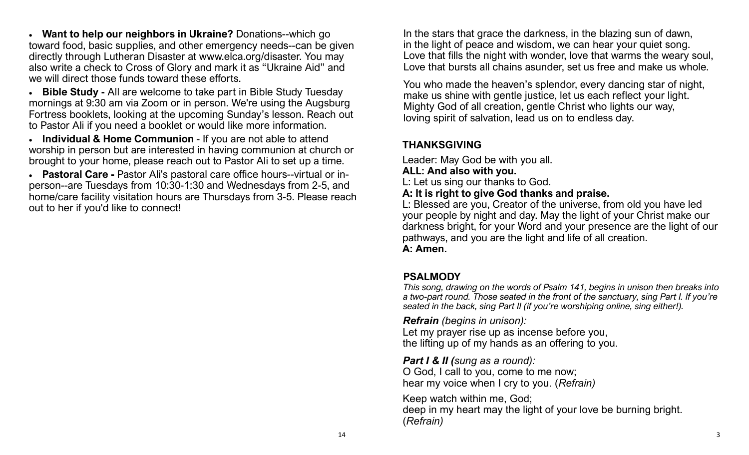- **Want to help our neighbors in Ukraine?** Donations--which go toward food, basic supplies, and other emergency needs--can be given directly through Lutheran Disaster at www.elca.org/disaster. You may also write a check to Cross of Glory and mark it as “Ukraine Aid” and we will direct those funds toward these efforts.
- **Bible Study -** All are welcome to take part in Bible Study Tuesday mornings at 9:30 am via Zoom or in person. We're using the Augsburg Fortress booklets, looking at the upcoming Sunday’s lesson. Reach out to Pastor Ali if you need a booklet or would like more information.
- **Individual & Home Communion** - If you are not able to attend worship in person but are interested in having communion at church or brought to your home, please reach out to Pastor Ali to set up a time.
- **Pastoral Care -** Pastor Ali's pastoral care office hours--virtual or in-person--are Tuesdays from 10:30-1:30 and Wednesdays from 2-5, and home/care facility visitation hours are Thursdays from 3-5. Please reach out to her if you'd like to connect!

In the stars that grace the darkness, in the blazing sun of dawn,
in the light of peace and wisdom, we can hear your quiet song.
Love that fills the night with wonder, love that warms the weary soul,
Love that bursts all chains asunder, set us free and make us whole.

You who made the heaven’s splendor, every dancing star of night,
make us shine with gentle justice, let us each reflect your light.
Mighty God of all creation, gentle Christ who lights our way,
loving spirit of salvation, lead us on to endless day.

## THANKSGIVING

Leader: May God be with you all.
**ALL: And also with you.**
L: Let us sing our thanks to God.
**A: It is right to give God thanks and praise.**
L: Blessed are you, Creator of the universe, from old you have led your people by night and day. May the light of your Christ make our darkness bright, for your Word and your presence are the light of our pathways, and you are the light and life of all creation.
**A: Amen.**

## PSALMODY

*This song, drawing on the words of Psalm 141, begins in unison then breaks into a two-part round. Those seated in the front of the sanctuary, sing Part I. If you’re seated in the back, sing Part II (if you’re worshiping online, sing either!).*

***Refrain*** *(begins in unison):*
Let my prayer rise up as incense before you,
the lifting up of my hands as an offering to you.

***Part I & II (****sung as a round):*
O God, I call to you, come to me now;
hear my voice when I cry to you. (*Refrain)*

Keep watch within me, God;
deep in my heart may the light of your love be burning bright.
(*Refrain)*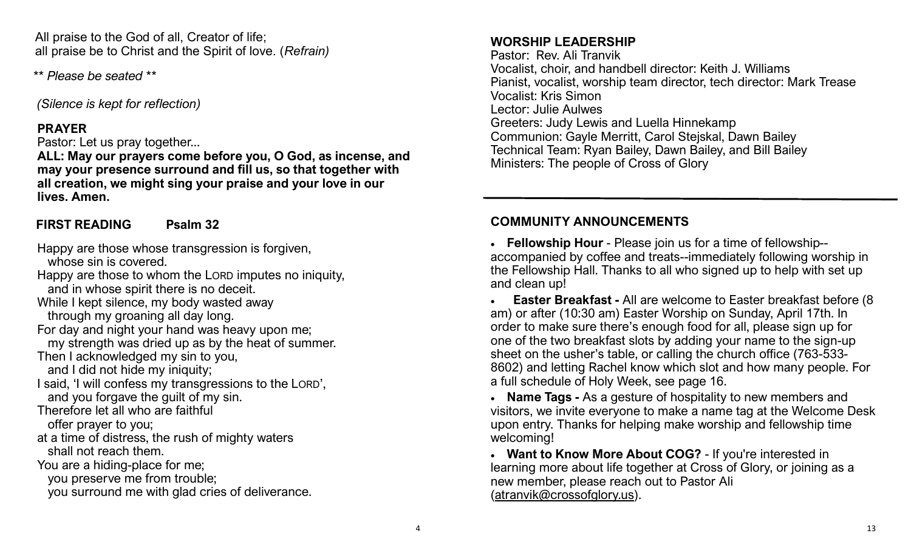All praise to the God of all, Creator of life;
all praise be to Christ and the Spirit of love. (*Refrain*)

*\*\* Please be seated \*\**

*(Silence is kept for reflection)*

## PRAYER

Pastor: Let us pray together...

**ALL: May our prayers come before you, O God, as incense, and may your presence surround and fill us, so that together with all creation, we might sing your praise and your love in our lives. Amen.**

## FIRST READING Psalm 32

Happy are those whose transgression is forgiven,
  whose sin is covered.
Happy are those to whom the LORD imputes no iniquity,
  and in whose spirit there is no deceit.
While I kept silence, my body wasted away
  through my groaning all day long.
For day and night your hand was heavy upon me;
  my strength was dried up as by the heat of summer.
Then I acknowledged my sin to you,
  and I did not hide my iniquity;
I said, 'I will confess my transgressions to the LORD',
  and you forgave the guilt of my sin.
Therefore let all who are faithful
  offer prayer to you;
at a time of distress, the rush of mighty waters
  shall not reach them.
You are a hiding-place for me;
  you preserve me from trouble;
  you surround me with glad cries of deliverance.

## WORSHIP LEADERSHIP

Pastor: Rev. Ali Tranvik
Vocalist, choir, and handbell director: Keith J. Williams
Pianist, vocalist, worship team director, tech director: Mark Trease
Vocalist: Kris Simon
Lector: Julie Aulwes
Greeters: Judy Lewis and Luella Hinnekamp
Communion: Gayle Merritt, Carol Stejskal, Dawn Bailey
Technical Team: Ryan Bailey, Dawn Bailey, and Bill Bailey
Ministers: The people of Cross of Glory

---

## COMMUNITY ANNOUNCEMENTS

- **Fellowship Hour** - Please join us for a time of fellowship--accompanied by coffee and treats--immediately following worship in the Fellowship Hall. Thanks to all who signed up to help with set up and clean up!
- **Easter Breakfast -** All are welcome to Easter breakfast before (8 am) or after (10:30 am) Easter Worship on Sunday, April 17th. In order to make sure there's enough food for all, please sign up for one of the two breakfast slots by adding your name to the sign-up sheet on the usher's table, or calling the church office (763-533-8602) and letting Rachel know which slot and how many people. For a full schedule of Holy Week, see page 16.
- **Name Tags -** As a gesture of hospitality to new members and visitors, we invite everyone to make a name tag at the Welcome Desk upon entry. Thanks for helping make worship and fellowship time welcoming!
- **Want to Know More About COG?** - If you're interested in learning more about life together at Cross of Glory, or joining as a new member, please reach out to Pastor Ali (atranvik@crossofglory.us).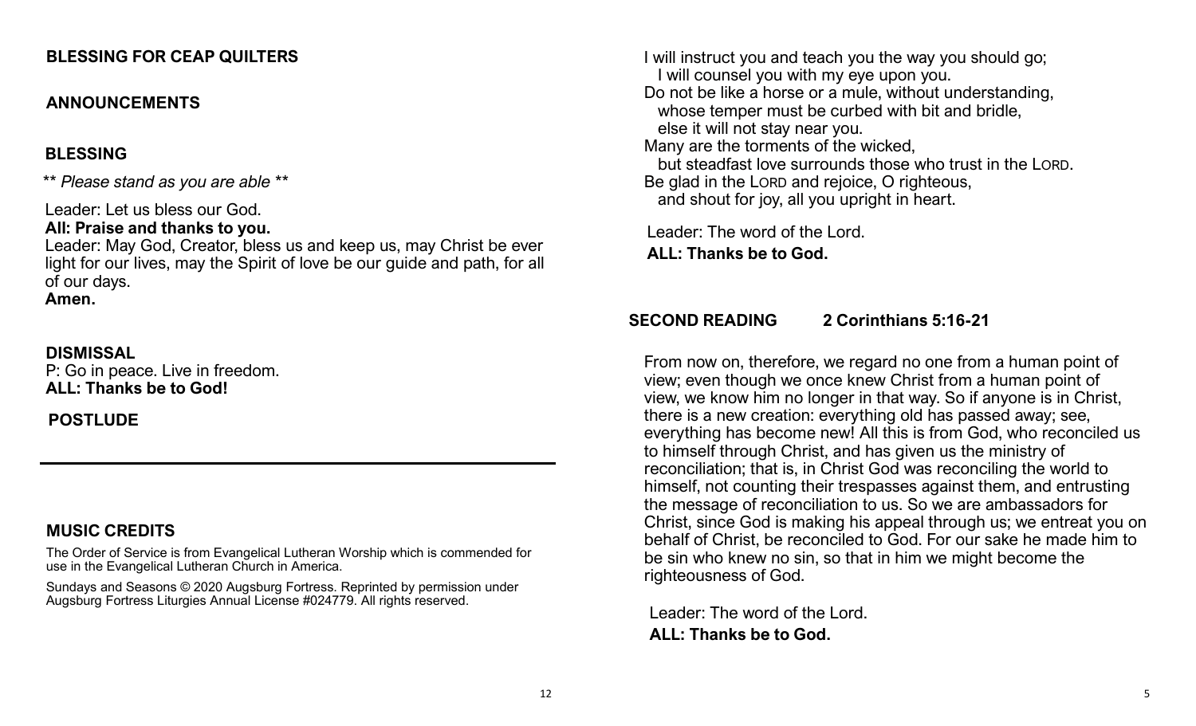## BLESSING FOR CEAP QUILTERS

## ANNOUNCEMENTS

## BLESSING

*\*\* Please stand as you are able \*\**

Leader: Let us bless our God.
**All: Praise and thanks to you.**
Leader: May God, Creator, bless us and keep us, may Christ be ever light for our lives, may the Spirit of love be our guide and path, for all of our days.
**Amen.**

## DISMISSAL

P: Go in peace. Live in freedom.
**ALL: Thanks be to God!**

## POSTLUDE

---

## MUSIC CREDITS

The Order of Service is from Evangelical Lutheran Worship which is commended for use in the Evangelical Lutheran Church in America.

Sundays and Seasons © 2020 Augsburg Fortress. Reprinted by permission under Augsburg Fortress Liturgies Annual License #024779. All rights reserved.

I will instruct you and teach you the way you should go;
  I will counsel you with my eye upon you.
Do not be like a horse or a mule, without understanding,
  whose temper must be curbed with bit and bridle,
  else it will not stay near you.
Many are the torments of the wicked,
  but steadfast love surrounds those who trust in the LORD.
Be glad in the LORD and rejoice, O righteous,
  and shout for joy, all you upright in heart.

Leader: The word of the Lord.
**ALL: Thanks be to God.**

## SECOND READING 2 Corinthians 5:16-21

From now on, therefore, we regard no one from a human point of view; even though we once knew Christ from a human point of view, we know him no longer in that way. So if anyone is in Christ, there is a new creation: everything old has passed away; see, everything has become new! All this is from God, who reconciled us to himself through Christ, and has given us the ministry of reconciliation; that is, in Christ God was reconciling the world to himself, not counting their trespasses against them, and entrusting the message of reconciliation to us. So we are ambassadors for Christ, since God is making his appeal through us; we entreat you on behalf of Christ, be reconciled to God. For our sake he made him to be sin who knew no sin, so that in him we might become the righteousness of God.

Leader: The word of the Lord.
**ALL: Thanks be to God.**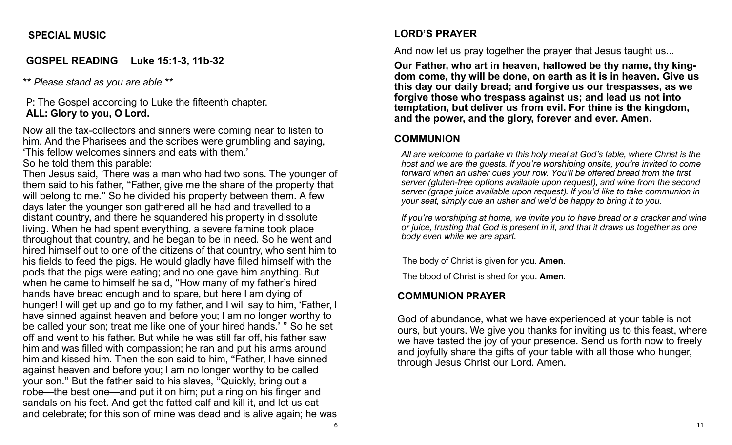## SPECIAL MUSIC

## GOSPEL READING Luke 15:1-3, 11b-32

*\*\* Please stand as you are able \*\**

P: The Gospel according to Luke the fifteenth chapter.
**ALL: Glory to you, O Lord.**

Now all the tax-collectors and sinners were coming near to listen to him. And the Pharisees and the scribes were grumbling and saying, 'This fellow welcomes sinners and eats with them.'
So he told them this parable:
Then Jesus said, 'There was a man who had two sons. The younger of them said to his father, "Father, give me the share of the property that will belong to me." So he divided his property between them. A few days later the younger son gathered all he had and travelled to a distant country, and there he squandered his property in dissolute living. When he had spent everything, a severe famine took place throughout that country, and he began to be in need. So he went and hired himself out to one of the citizens of that country, who sent him to his fields to feed the pigs. He would gladly have filled himself with the pods that the pigs were eating; and no one gave him anything. But when he came to himself he said, "How many of my father's hired hands have bread enough and to spare, but here I am dying of hunger! I will get up and go to my father, and I will say to him, 'Father, I have sinned against heaven and before you; I am no longer worthy to be called your son; treat me like one of your hired hands.' " So he set off and went to his father. But while he was still far off, his father saw him and was filled with compassion; he ran and put his arms around him and kissed him. Then the son said to him, "Father, I have sinned against heaven and before you; I am no longer worthy to be called your son." But the father said to his slaves, "Quickly, bring out a robe—the best one—and put it on him; put a ring on his finger and sandals on his feet. And get the fatted calf and kill it, and let us eat and celebrate; for this son of mine was dead and is alive again; he was

## LORD'S PRAYER

And now let us pray together the prayer that Jesus taught us...

**Our Father, who art in heaven, hallowed be thy name, thy kingdom come, thy will be done, on earth as it is in heaven. Give us this day our daily bread; and forgive us our trespasses, as we forgive those who trespass against us; and lead us not into temptation, but deliver us from evil. For thine is the kingdom, and the power, and the glory, forever and ever. Amen.**

## COMMUNION

*All are welcome to partake in this holy meal at God's table, where Christ is the host and we are the guests. If you're worshiping onsite, you're invited to come forward when an usher cues your row. You'll be offered bread from the first server (gluten-free options available upon request), and wine from the second server (grape juice available upon request). If you'd like to take communion in your seat, simply cue an usher and we'd be happy to bring it to you.*

*If you're worshiping at home, we invite you to have bread or a cracker and wine or juice, trusting that God is present in it, and that it draws us together as one body even while we are apart.*

The body of Christ is given for you. **Amen**.

The blood of Christ is shed for you. **Amen**.

## COMMUNION PRAYER

God of abundance, what we have experienced at your table is not ours, but yours. We give you thanks for inviting us to this feast, where we have tasted the joy of your presence. Send us forth now to freely and joyfully share the gifts of your table with all those who hunger, through Jesus Christ our Lord. Amen.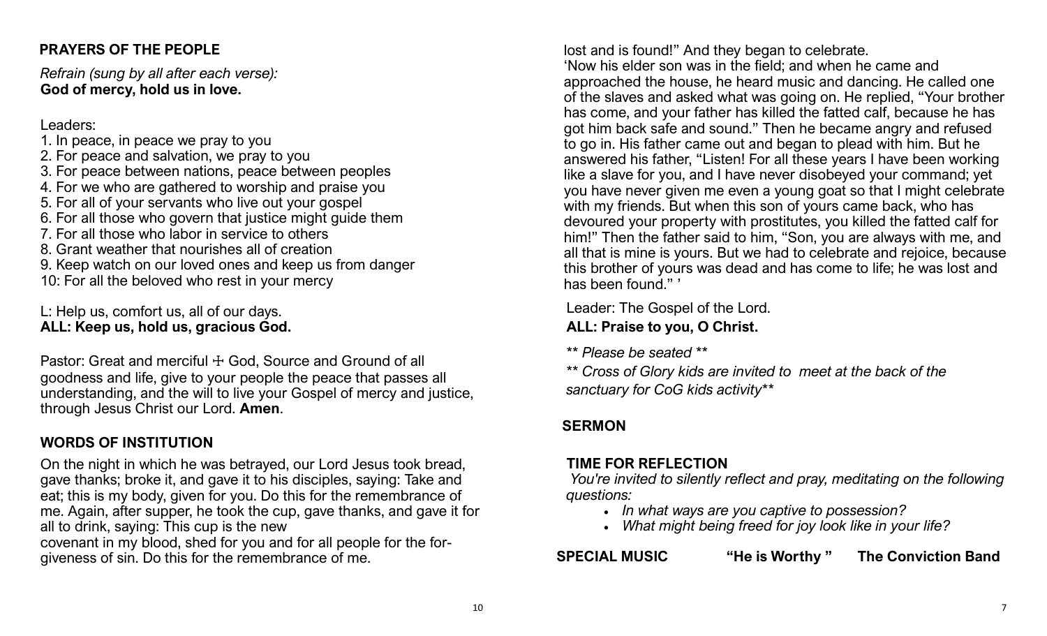## PRAYERS OF THE PEOPLE

*Refrain (sung by all after each verse):*
**God of mercy, hold us in love.**

Leaders:

1. In peace, in peace we pray to you
2. For peace and salvation, we pray to you
3. For peace between nations, peace between peoples
4. For we who are gathered to worship and praise you
5. For all of your servants who live out your gospel
6. For all those who govern that justice might guide them
7. For all those who labor in service to others
8. Grant weather that nourishes all of creation
9. Keep watch on our loved ones and keep us from danger

10: For all the beloved who rest in your mercy

L: Help us, comfort us, all of our days.
**ALL: Keep us, hold us, gracious God.**

Pastor: Great and merciful ☩ God, Source and Ground of all goodness and life, give to your people the peace that passes all understanding, and the will to live your Gospel of mercy and justice, through Jesus Christ our Lord. **Amen**.

## WORDS OF INSTITUTION

On the night in which he was betrayed, our Lord Jesus took bread, gave thanks; broke it, and gave it to his disciples, saying: Take and eat; this is my body, given for you. Do this for the remembrance of me. Again, after supper, he took the cup, gave thanks, and gave it for all to drink, saying: This cup is the new covenant in my blood, shed for you and for all people for the forgiveness of sin. Do this for the remembrance of me.

lost and is found!" And they began to celebrate.
'Now his elder son was in the field; and when he came and approached the house, he heard music and dancing. He called one of the slaves and asked what was going on. He replied, "Your brother has come, and your father has killed the fatted calf, because he has got him back safe and sound." Then he became angry and refused to go in. His father came out and began to plead with him. But he answered his father, "Listen! For all these years I have been working like a slave for you, and I have never disobeyed your command; yet you have never given me even a young goat so that I might celebrate with my friends. But when this son of yours came back, who has devoured your property with prostitutes, you killed the fatted calf for him!" Then the father said to him, "Son, you are always with me, and all that is mine is yours. But we had to celebrate and rejoice, because this brother of yours was dead and has come to life; he was lost and has been found." '

Leader: The Gospel of the Lord.
**ALL: Praise to you, O Christ.**

*\*\* Please be seated \*\**

*\*\* Cross of Glory kids are invited to meet at the back of the sanctuary for CoG kids activity\*\**

## SERMON

## TIME FOR REFLECTION

*You're invited to silently reflect and pray, meditating on the following questions:*

- *In what ways are you captive to possession?*
- *What might being freed for joy look like in your life?*

**SPECIAL MUSIC** **"He is Worthy "** **The Conviction Band**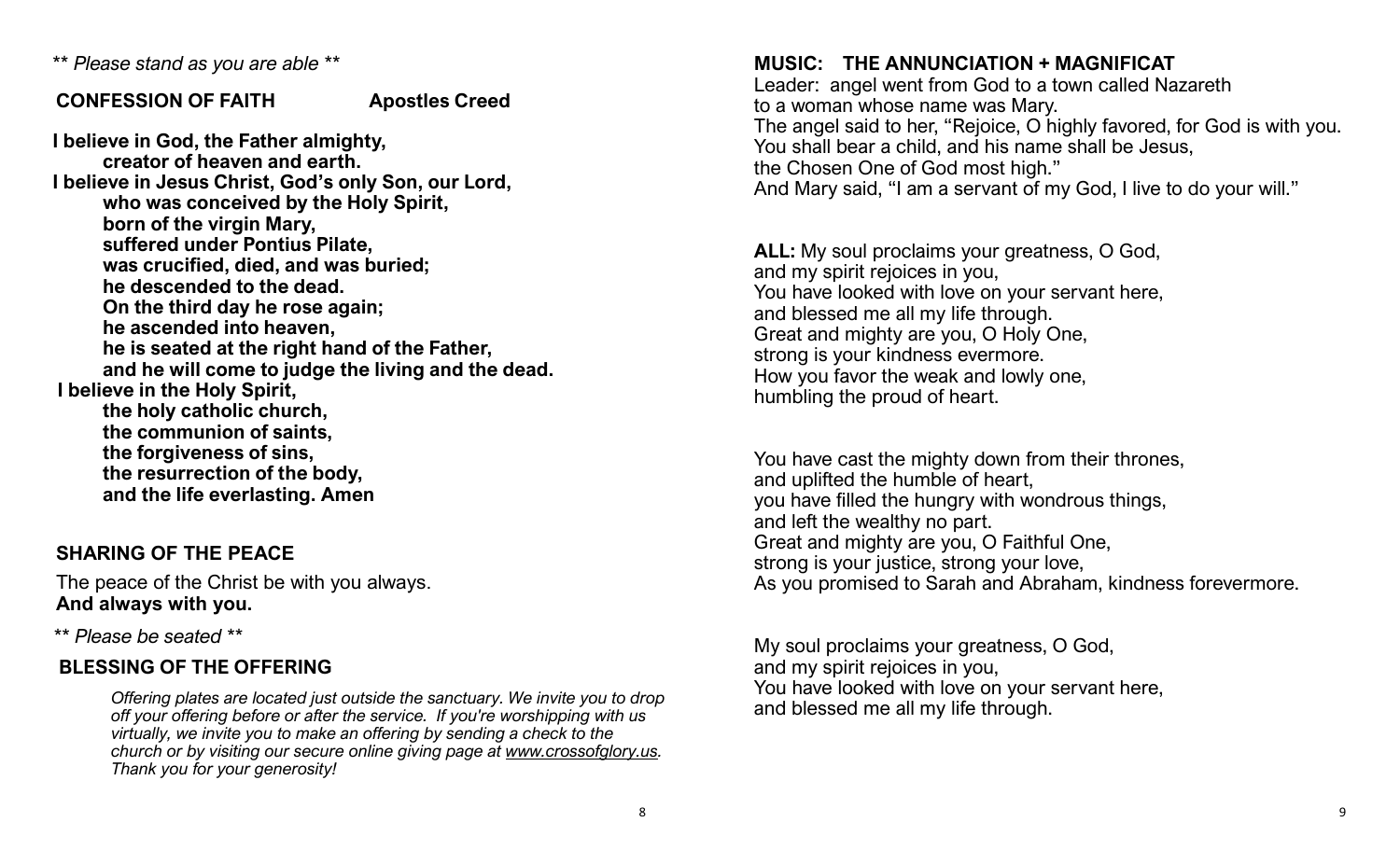*\*\* Please stand as you are able \*\**

## CONFESSION OF FAITH Apostles Creed

**I believe in God, the Father almighty,**
**creator of heaven and earth.**
**I believe in Jesus Christ, God's only Son, our Lord,**
**who was conceived by the Holy Spirit,**
**born of the virgin Mary,**
**suffered under Pontius Pilate,**
**was crucified, died, and was buried;**
**he descended to the dead.**
**On the third day he rose again;**
**he ascended into heaven,**
**he is seated at the right hand of the Father,**
**and he will come to judge the living and the dead.**
**I believe in the Holy Spirit,**
**the holy catholic church,**
**the communion of saints,**
**the forgiveness of sins,**
**the resurrection of the body,**
**and the life everlasting. Amen**

## SHARING OF THE PEACE

The peace of the Christ be with you always.
**And always with you.**

*\*\* Please be seated \*\**

## BLESSING OF THE OFFERING

*Offering plates are located just outside the sanctuary. We invite you to drop off your offering before or after the service. If you're worshipping with us virtually, we invite you to make an offering by sending a check to the church or by visiting our secure online giving page at www.crossofglory.us. Thank you for your generosity!*

## MUSIC: THE ANNUNCIATION + MAGNIFICAT

Leader: angel went from God to a town called Nazareth
to a woman whose name was Mary.
The angel said to her, "Rejoice, O highly favored, for God is with you.
You shall bear a child, and his name shall be Jesus,
the Chosen One of God most high."
And Mary said, "I am a servant of my God, I live to do your will."

**ALL:** My soul proclaims your greatness, O God,
and my spirit rejoices in you,
You have looked with love on your servant here,
and blessed me all my life through.
Great and mighty are you, O Holy One,
strong is your kindness evermore.
How you favor the weak and lowly one,
humbling the proud of heart.

You have cast the mighty down from their thrones,
and uplifted the humble of heart,
you have filled the hungry with wondrous things,
and left the wealthy no part.
Great and mighty are you, O Faithful One,
strong is your justice, strong your love,
As you promised to Sarah and Abraham, kindness forevermore.

My soul proclaims your greatness, O God,
and my spirit rejoices in you,
You have looked with love on your servant here,
and blessed me all my life through.